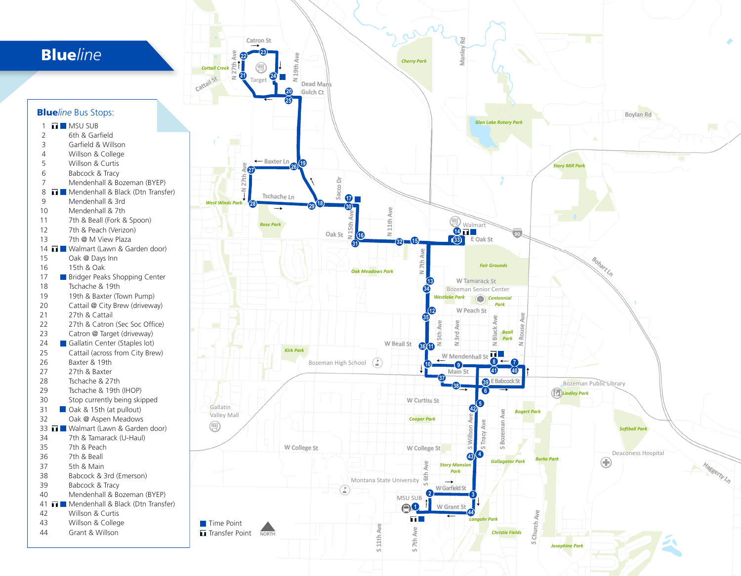# Blueline

## Blueline Bus Stops:

| # | | Stop |
|---|---|---|
| 1 | Transfer Point, Time Point | MSU SUB |
| 2 | | 6th & Garfield |
| 3 | | Garfield & Willson |
| 4 | | Willson & College |
| 5 | | Willson & Curtis |
| 6 | | Babcock & Tracy |
| 7 | | Mendenhall & Bozeman (BYEP) |
| 8 | Transfer Point, Time Point | Mendenhall & Black (Dtn Transfer) |
| 9 | | Mendenhall & 3rd |
| 10 | | Mendenhall & 7th |
| 11 | | 7th & Beall (Fork & Spoon) |
| 12 | | 7th & Peach (Verizon) |
| 13 | | 7th @ M View Plaza |
| 14 | Transfer Point, Time Point | Walmart (Lawn & Garden door) |
| 15 | | Oak @ Days Inn |
| 16 | | 15th & Oak |
| 17 | Time Point | Bridger Peaks Shopping Center |
| 18 | | Tschache & 19th |
| 19 | | 19th & Baxter (Town Pump) |
| 20 | | Cattail @ City Brew (driveway) |
| 21 | | 27th & Cattail |
| 22 | | 27th & Catron (Sec Soc Office) |
| 23 | | Catron @ Target (driveway) |
| 24 | Time Point | Gallatin Center (Staples lot) |
| 25 | | Cattail (across from City Brew) |
| 26 | | Baxter & 19th |
| 27 | | 27th & Baxter |
| 28 | | Tschache & 27th |
| 29 | | Tschache & 19th (IHOP) |
| 30 | | Stop currently being skipped |
| 31 | Time Point | Oak & 15th (at pullout) |
| 32 | | Oak @ Aspen Meadows |
| 33 | Transfer Point, Time Point | Walmart (Lawn & Garden door) |
| 34 | | 7th & Tamarack (U-Haul) |
| 35 | | 7th & Peach |
| 36 | | 7th & Beall |
| 37 | | 5th & Main |
| 38 | | Babcock & 3rd (Emerson) |
| 39 | | Babcock & Tracy |
| 40 | | Mendenhall & Bozeman (BYEP) |
| 41 | Transfer Point, Time Point | Mendenhall & Black (Dtn Transfer) |
| 42 | | Willson & Curtis |
| 43 | | Willson & College |
| 44 | | Grant & Willson |

Time Point
Transfer Point
NORTH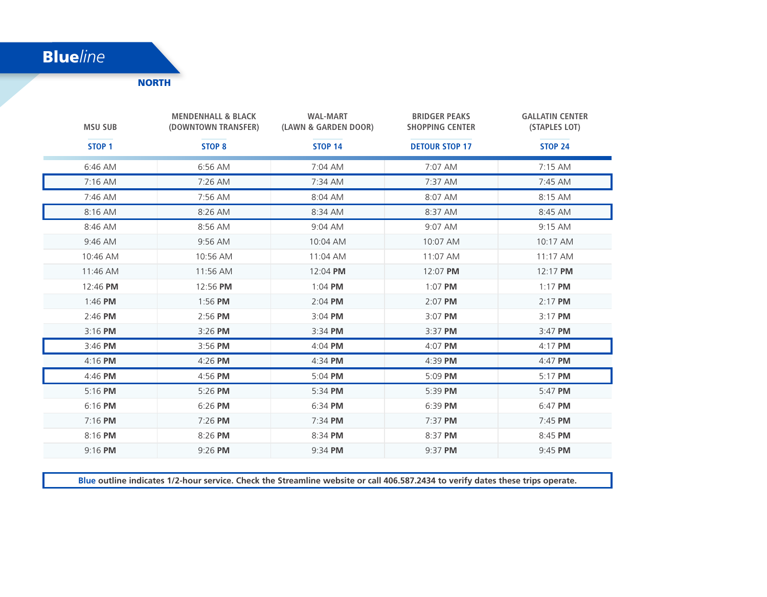# **Blue***line*

## NORTH

| MSU SUB<br>STOP 1 | MENDENHALL & BLACK (DOWNTOWN TRANSFER)<br>STOP 8 | WAL-MART (LAWN & GARDEN DOOR)<br>STOP 14 | BRIDGER PEAKS SHOPPING CENTER<br>DETOUR STOP 17 | GALLATIN CENTER (STAPLES LOT)<br>STOP 24 |
|---|---|---|---|---|
| 6:46 AM | 6:56 AM | 7:04 AM | 7:07 AM | 7:15 AM |
| 7:16 AM | 7:26 AM | 7:34 AM | 7:37 AM | 7:45 AM |
| 7:46 AM | 7:56 AM | 8:04 AM | 8:07 AM | 8:15 AM |
| 8:16 AM | 8:26 AM | 8:34 AM | 8:37 AM | 8:45 AM |
| 8:46 AM | 8:56 AM | 9:04 AM | 9:07 AM | 9:15 AM |
| 9:46 AM | 9:56 AM | 10:04 AM | 10:07 AM | 10:17 AM |
| 10:46 AM | 10:56 AM | 11:04 AM | 11:07 AM | 11:17 AM |
| 11:46 AM | 11:56 AM | 12:04 **PM** | 12:07 **PM** | 12:17 **PM** |
| 12:46 **PM** | 12:56 **PM** | 1:04 **PM** | 1:07 **PM** | 1:17 **PM** |
| 1:46 **PM** | 1:56 **PM** | 2:04 **PM** | 2:07 **PM** | 2:17 **PM** |
| 2:46 **PM** | 2:56 **PM** | 3:04 **PM** | 3:07 **PM** | 3:17 **PM** |
| 3:16 **PM** | 3:26 **PM** | 3:34 **PM** | 3:37 **PM** | 3:47 **PM** |
| 3:46 **PM** | 3:56 **PM** | 4:04 **PM** | 4:07 **PM** | 4:17 **PM** |
| 4:16 **PM** | 4:26 **PM** | 4:34 **PM** | 4:39 **PM** | 4:47 **PM** |
| 4:46 **PM** | 4:56 **PM** | 5:04 **PM** | 5:09 **PM** | 5:17 **PM** |
| 5:16 **PM** | 5:26 **PM** | 5:34 **PM** | 5:39 **PM** | 5:47 **PM** |
| 6:16 **PM** | 6:26 **PM** | 6:34 **PM** | 6:39 **PM** | 6:47 **PM** |
| 7:16 **PM** | 7:26 **PM** | 7:34 **PM** | 7:37 **PM** | 7:45 **PM** |
| 8:16 **PM** | 8:26 **PM** | 8:34 **PM** | 8:37 **PM** | 8:45 **PM** |
| 9:16 **PM** | 9:26 **PM** | 9:34 **PM** | 9:37 **PM** | 9:45 **PM** |

**Blue outline indicates 1/2-hour service. Check the Streamline website or call 406.587.2434 to verify dates these trips operate.**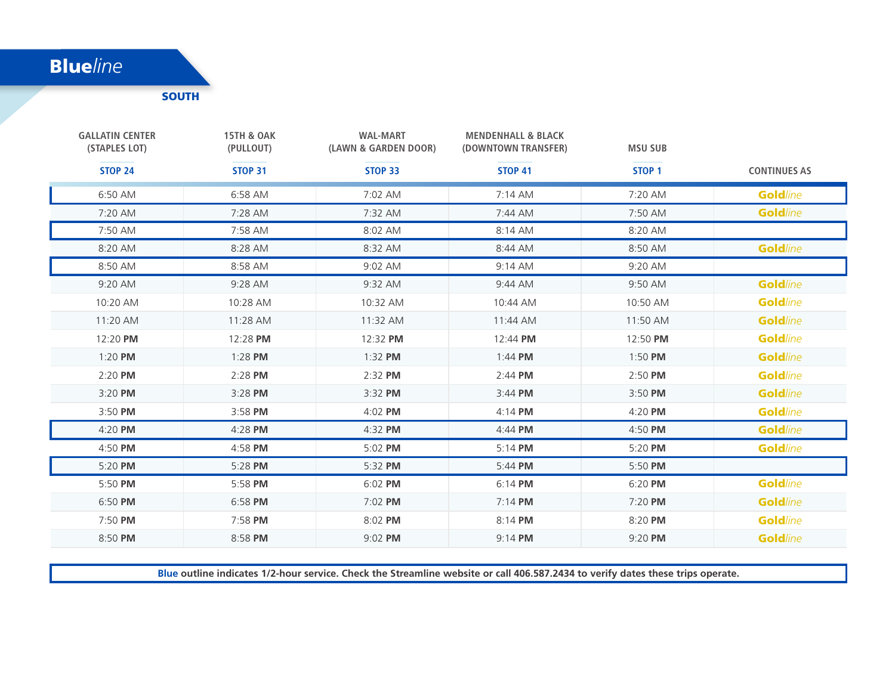# **Blue***line*

**SOUTH**

| GALLATIN CENTER (STAPLES LOT) STOP 24 | 15TH & OAK (PULLOUT) STOP 31 | WAL-MART (LAWN & GARDEN DOOR) STOP 33 | MENDENHALL & BLACK (DOWNTOWN TRANSFER) STOP 41 | MSU SUB STOP 1 | CONTINUES AS |
|---|---|---|---|---|---|
| 6:50 AM | 6:58 AM | 7:02 AM | 7:14 AM | 7:20 AM | **Gold***line* |
| 7:20 AM | 7:28 AM | 7:32 AM | 7:44 AM | 7:50 AM | **Gold***line* |
| 7:50 AM | 7:58 AM | 8:02 AM | 8:14 AM | 8:20 AM | |
| 8:20 AM | 8:28 AM | 8:32 AM | 8:44 AM | 8:50 AM | **Gold***line* |
| 8:50 AM | 8:58 AM | 9:02 AM | 9:14 AM | 9:20 AM | |
| 9:20 AM | 9:28 AM | 9:32 AM | 9:44 AM | 9:50 AM | **Gold***line* |
| 10:20 AM | 10:28 AM | 10:32 AM | 10:44 AM | 10:50 AM | **Gold***line* |
| 11:20 AM | 11:28 AM | 11:32 AM | 11:44 AM | 11:50 AM | **Gold***line* |
| 12:20 **PM** | 12:28 **PM** | 12:32 **PM** | 12:44 **PM** | 12:50 **PM** | **Gold***line* |
| 1:20 **PM** | 1:28 **PM** | 1:32 **PM** | 1:44 **PM** | 1:50 **PM** | **Gold***line* |
| 2:20 **PM** | 2:28 **PM** | 2:32 **PM** | 2:44 **PM** | 2:50 **PM** | **Gold***line* |
| 3:20 **PM** | 3:28 **PM** | 3:32 **PM** | 3:44 **PM** | 3:50 **PM** | **Gold***line* |
| 3:50 **PM** | 3:58 **PM** | 4:02 **PM** | 4:14 **PM** | 4:20 **PM** | **Gold***line* |
| 4:20 **PM** | 4:28 **PM** | 4:32 **PM** | 4:44 **PM** | 4:50 **PM** | **Gold***line* |
| 4:50 **PM** | 4:58 **PM** | 5:02 **PM** | 5:14 **PM** | 5:20 **PM** | **Gold***line* |
| 5:20 **PM** | 5:28 **PM** | 5:32 **PM** | 5:44 **PM** | 5:50 **PM** | |
| 5:50 **PM** | 5:58 **PM** | 6:02 **PM** | 6:14 **PM** | 6:20 **PM** | **Gold***line* |
| 6:50 **PM** | 6:58 **PM** | 7:02 **PM** | 7:14 **PM** | 7:20 **PM** | **Gold***line* |
| 7:50 **PM** | 7:58 **PM** | 8:02 **PM** | 8:14 **PM** | 8:20 **PM** | **Gold***line* |
| 8:50 **PM** | 8:58 **PM** | 9:02 **PM** | 9:14 **PM** | 9:20 **PM** | **Gold***line* |

**Blue outline indicates 1/2-hour service. Check the Streamline website or call 406.587.2434 to verify dates these trips operate.**